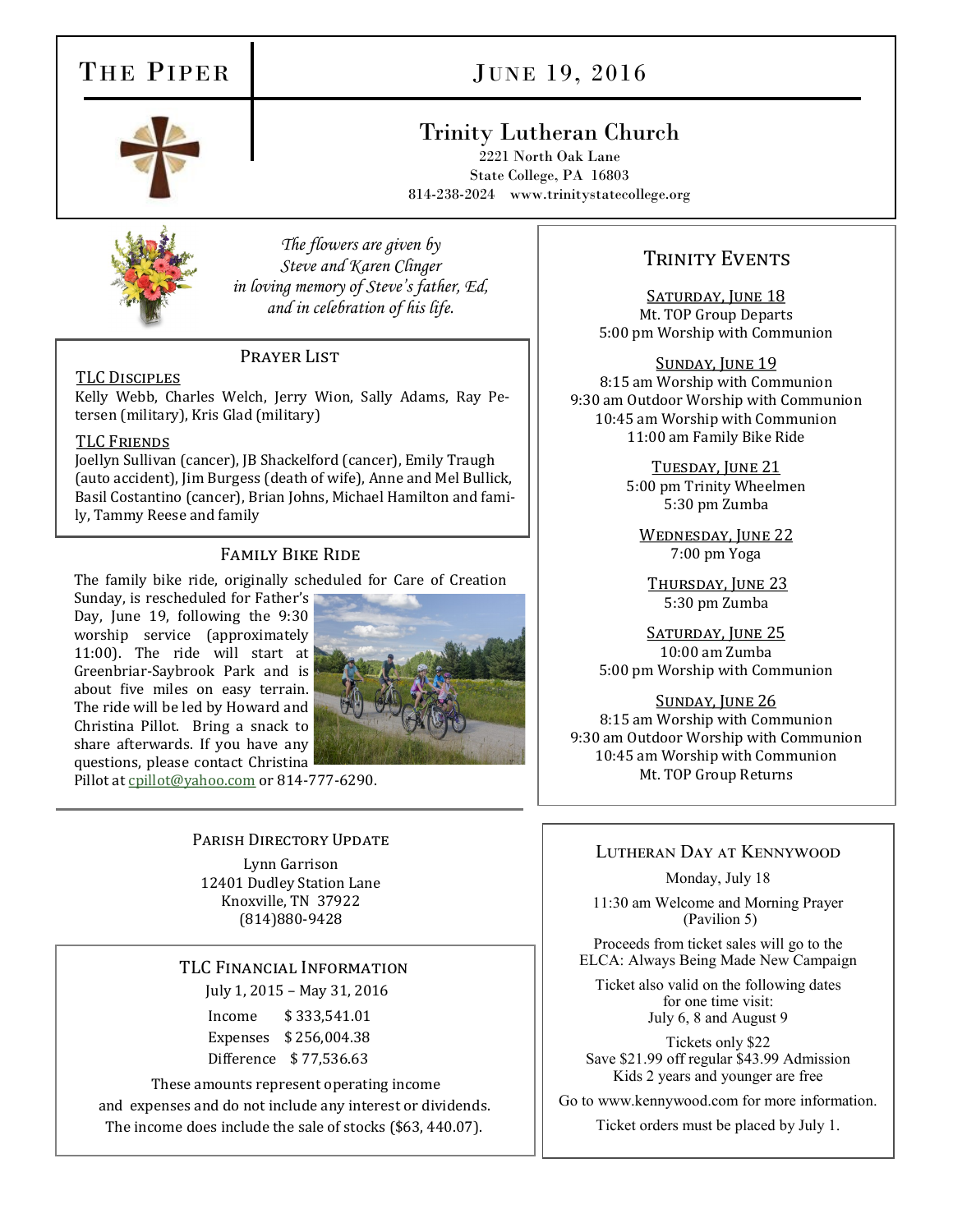# The Piper

## June 19, 2016

## Trinity Lutheran Church

2221 North Oak Lane
State College, PA 16803
814-238-2024 www.trinitystatecollege.org

*The flowers are given by Steve and Karen Clinger in loving memory of Steve's father, Ed, and in celebration of his life.*

### Prayer List

TLC Disciples

Kelly Webb, Charles Welch, Jerry Wion, Sally Adams, Ray Petersen (military), Kris Glad (military)

TLC Friends

Joellyn Sullivan (cancer), JB Shackelford (cancer), Emily Traugh (auto accident), Jim Burgess (death of wife), Anne and Mel Bullick, Basil Costantino (cancer), Brian Johns, Michael Hamilton and family, Tammy Reese and family

### Family Bike Ride

The family bike ride, originally scheduled for Care of Creation Sunday, is rescheduled for Father's Day, June 19, following the 9:30 worship service (approximately 11:00). The ride will start at Greenbriar-Saybrook Park and is about five miles on easy terrain. The ride will be led by Howard and Christina Pillot. Bring a snack to share afterwards. If you have any questions, please contact Christina Pillot at cpillot@yahoo.com or 814-777-6290.

### Parish Directory Update

Lynn Garrison
12401 Dudley Station Lane
Knoxville, TN 37922
(814)880-9428

### TLC Financial Information

July 1, 2015 – May 31, 2016

| | |
|---|---|
| Income | $ 333,541.01 |
| Expenses | $ 256,004.38 |
| Difference | $ 77,536.63 |

These amounts represent operating income and expenses and do not include any interest or dividends. The income does include the sale of stocks ($63, 440.07).

### Trinity Events

Saturday, June 18
Mt. TOP Group Departs
5:00 pm Worship with Communion

Sunday, June 19
8:15 am Worship with Communion
9:30 am Outdoor Worship with Communion
10:45 am Worship with Communion
11:00 am Family Bike Ride

Tuesday, June 21
5:00 pm Trinity Wheelmen
5:30 pm Zumba

Wednesday, June 22
7:00 pm Yoga

Thursday, June 23
5:30 pm Zumba

Saturday, June 25
10:00 am Zumba
5:00 pm Worship with Communion

Sunday, June 26
8:15 am Worship with Communion
9:30 am Outdoor Worship with Communion
10:45 am Worship with Communion
Mt. TOP Group Returns

### Lutheran Day at Kennywood

Monday, July 18

11:30 am Welcome and Morning Prayer (Pavilion 5)

Proceeds from ticket sales will go to the ELCA: Always Being Made New Campaign

Ticket also valid on the following dates for one time visit:
July 6, 8 and August 9

Tickets only $22
Save $21.99 off regular $43.99 Admission
Kids 2 years and younger are free

Go to www.kennywood.com for more information.

Ticket orders must be placed by July 1.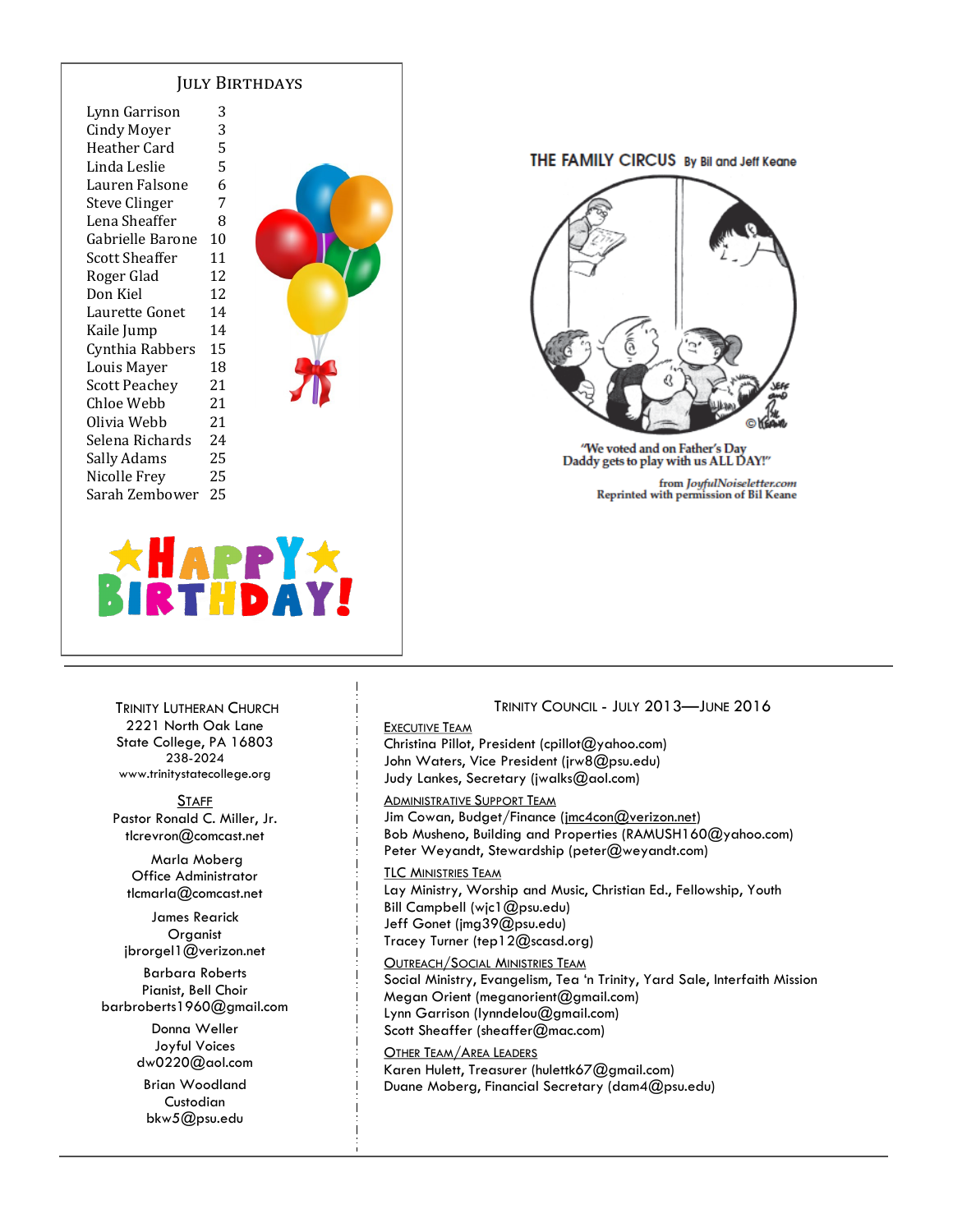## July Birthdays

| | |
|---|---|
| Lynn Garrison | 3 |
| Cindy Moyer | 3 |
| Heather Card | 5 |
| Linda Leslie | 5 |
| Lauren Falsone | 6 |
| Steve Clinger | 7 |
| Lena Sheaffer | 8 |
| Gabrielle Barone | 10 |
| Scott Sheaffer | 11 |
| Roger Glad | 12 |
| Don Kiel | 12 |
| Laurette Gonet | 14 |
| Kaile Jump | 14 |
| Cynthia Rabbers | 15 |
| Louis Mayer | 18 |
| Scott Peachey | 21 |
| Chloe Webb | 21 |
| Olivia Webb | 21 |
| Selena Richards | 24 |
| Sally Adams | 25 |
| Nicolle Frey | 25 |
| Sarah Zembower | 25 |

HAPPY BIRTHDAY!

THE FAMILY CIRCUS By Bil and Jeff Keane

"We voted and on Father's Day Daddy gets to play with us ALL DAY!"

from *JoyfulNoiseletter.com*
Reprinted with permission of Bil Keane

---

**Trinity Lutheran Church**
2221 North Oak Lane
State College, PA 16803
238-2024
www.trinitystatecollege.org

**Staff**

Pastor Ronald C. Miller, Jr.
tlcrevron@comcast.net

Marla Moberg
Office Administrator
tlcmarla@comcast.net

James Rearick
Organist
jbrorgel1@verizon.net

Barbara Roberts
Pianist, Bell Choir
barbroberts1960@gmail.com

Donna Weller
Joyful Voices
dw0220@aol.com

Brian Woodland
Custodian
bkw5@psu.edu

**Trinity Council - July 2013—June 2016**

**Executive Team**
Christina Pillot, President (cpillot@yahoo.com)
John Waters, Vice President (jrw8@psu.edu)
Judy Lankes, Secretary (jwalks@aol.com)

**Administrative Support Team**
Jim Cowan, Budget/Finance (jmc4con@verizon.net)
Bob Musheno, Building and Properties (RAMUSH160@yahoo.com)
Peter Weyandt, Stewardship (peter@weyandt.com)

**TLC Ministries Team**
Lay Ministry, Worship and Music, Christian Ed., Fellowship, Youth
Bill Campbell (wjc1@psu.edu)
Jeff Gonet (jmg39@psu.edu)
Tracey Turner (tep12@scasd.org)

**Outreach/Social Ministries Team**
Social Ministry, Evangelism, Tea 'n Trinity, Yard Sale, Interfaith Mission
Megan Orient (meganorient@gmail.com)
Lynn Garrison (lynndelou@gmail.com)
Scott Sheaffer (sheaffer@mac.com)

**Other Team/Area Leaders**
Karen Hulett, Treasurer (hulettk67@gmail.com)
Duane Moberg, Financial Secretary (dam4@psu.edu)